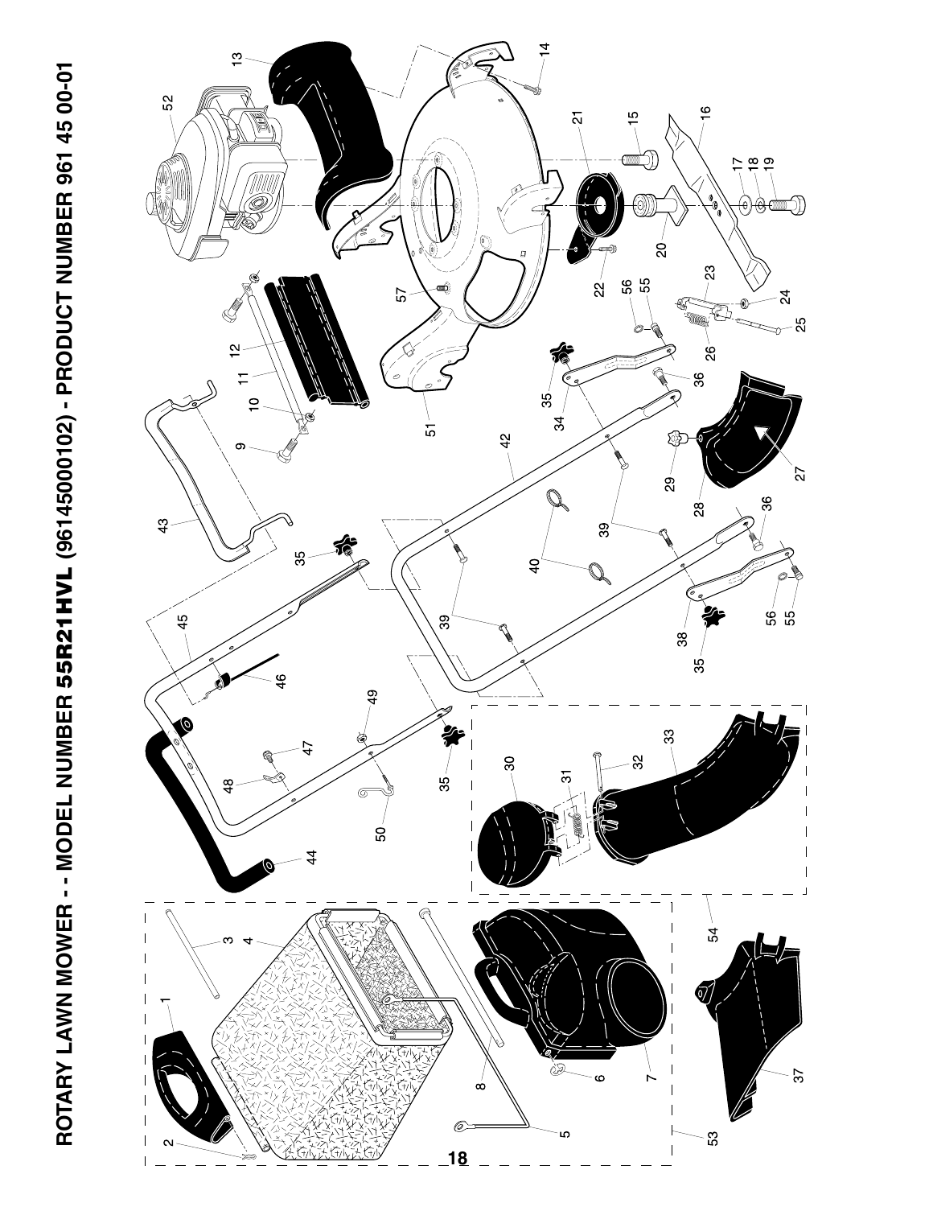# ROTARY LAWN MOWER - - MODEL NUMBER 55R21HVL (96145000102) - PRODUCT NUMBER 961 45 00-01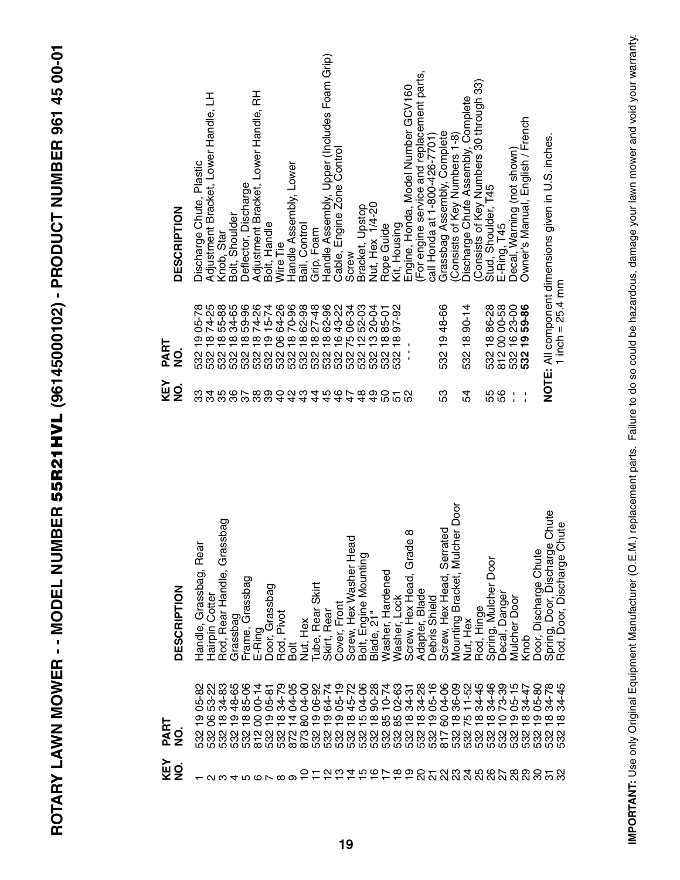# ROTARY LAWN MOWER - - MODEL NUMBER 55R21HVL (96145000102) - PRODUCT NUMBER 961 45 00-01

| KEY NO. | PART NO. | DESCRIPTION |
|---|---|---|
| 1 | 532 19 05-82 | Handle, Grassbag, Rear |
| 2 | 532 06 53-22 | Hairpin Cotter |
| 3 | 532 18 34-83 | Rod, Rear Handle, Grassbag |
| 4 | 532 19 48-65 | Grassbag |
| 5 | 532 18 85-06 | Frame, Grassbag |
| 6 | 812 00 00-14 | E-Ring |
| 7 | 532 19 05-81 | Door, Grassbag |
| 8 | 532 18 34-79 | Rod, Pivot |
| 9 | 872 14 04-05 | Bolt |
| 10 | 873 80 04-00 | Nut, Hex |
| 11 | 532 19 06-92 | Tube, Rear Skirt |
| 12 | 532 19 64-74 | Skirt, Rear |
| 13 | 532 19 05-19 | Cover, Front |
| 14 | 532 18 45-72 | Screw, Hex Washer Head |
| 15 | 532 15 04-06 | Bolt, Engine Mounting |
| 16 | 532 18 90-28 | Blade, 21" |
| 17 | 532 85 10-74 | Washer, Hardened |
| 18 | 532 85 02-63 | Washer, Lock |
| 19 | 532 18 34-31 | Screw, Hex Head, Grade 8 |
| 20 | 532 18 34-28 | Adapter, Blade |
| 21 | 532 19 05-16 | Debris Shield |
| 22 | 817 60 04-06 | Screw, Hex Head, Serrated |
| 23 | 532 18 36-09 | Mounting Bracket, Mulcher Door |
| 24 | 532 75 11-52 | Nut, Hex |
| 25 | 532 18 34-45 | Rod, Hinge |
| 26 | 532 18 34-46 | Spring, Mulcher Door |
| 27 | 532 10 73-39 | Decal, Danger |
| 28 | 532 19 05-15 | Mulcher Door |
| 29 | 532 18 34-47 | Knob |
| 30 | 532 19 05-80 | Door, Discharge Chute |
| 31 | 532 18 34-78 | Spring, Door, Discharge Chute |
| 32 | 532 18 34-45 | Rod, Door, Discharge Chute |
| 33 | 532 19 05-78 | Discharge Chute, Plastic |
| 34 | 532 18 74-25 | Adjustment Bracket, Lower Handle, LH |
| 35 | 532 18 55-88 | Knob, Star |
| 36 | 532 18 34-65 | Bolt, Shoulder |
| 37 | 532 18 59-96 | Deflector, Discharge |
| 38 | 532 18 74-26 | Adjustment Bracket, Lower Handle, RH |
| 39 | 532 19 15-74 | Bolt, Handle |
| 40 | 532 06 64-26 | Wire Tie |
| 42 | 532 18 70-96 | Handle Assembly, Lower |
| 43 | 532 18 62-98 | Bail, Control |
| 44 | 532 18 27-48 | Grip, Foam |
| 45 | 532 18 62-96 | Handle Assembly, Upper (Includes Foam Grip) |
| 46 | 532 16 43-22 | Cable, Engine Zone Control |
| 47 | 532 75 06-34 | Screw |
| 48 | 532 12 52-03 | Bracket, Upstop |
| 49 | 532 13 20-04 | Nut, Hex 1/4-20 |
| 50 | 532 18 85-01 | Rope Guide |
| 51 | 532 18 97-92 | Kit, Housing |
| 52 | - - - | Engine, Honda, Model Number GCV160 (For engine service and replacement parts, call Honda at 1-800-426-7701) |
| 53 | 532 19 48-66 | Grassbag Assembly, Complete (Consists of Key Numbers 1-8) |
| 54 | 532 18 90-14 | Discharge Chute Assembly, Complete (Consists of Key Numbers 30 through 33) |
| 55 | 532 18 86-28 | Stud, Shoulder, T45 |
| 56 | 812 00 00-58 | E-Ring, T45 |
| - - | 532 16 23-00 | Decal, Warning (not shown) |
| - - | **532 19 59-86** | Owner's Manual, English / French |

**NOTE:** All component dimensions given in U.S. inches.
1 inch = 25.4 mm

**IMPORTANT:** Use only Original Equipment Manufacturer (O.E.M.) replacement parts. Failure to do so could be hazardous, damage your lawn mower and void your warranty.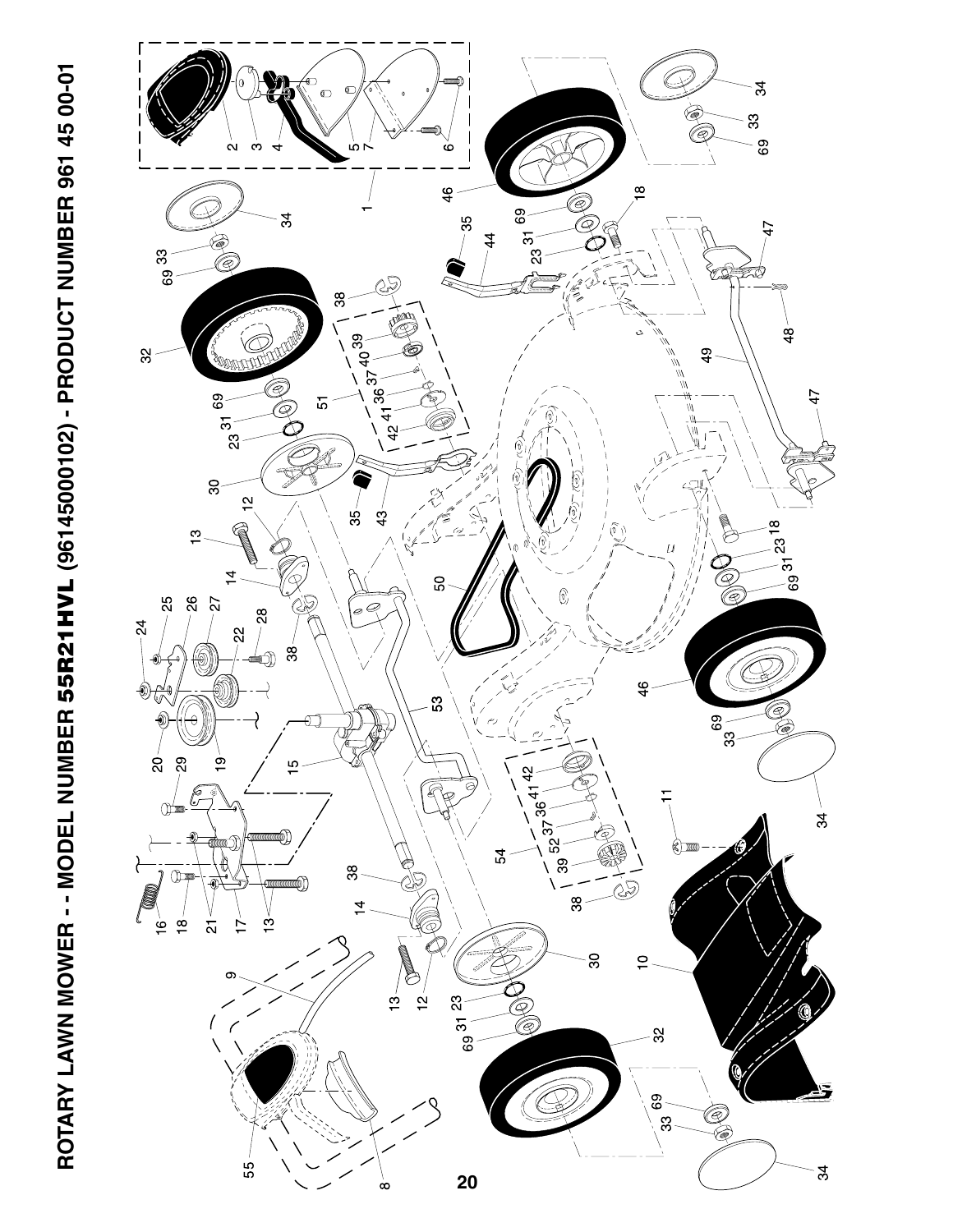# ROTARY LAWN MOWER - - MODEL NUMBER 55R21HVL (96145000102) - PRODUCT NUMBER 961 45 00-01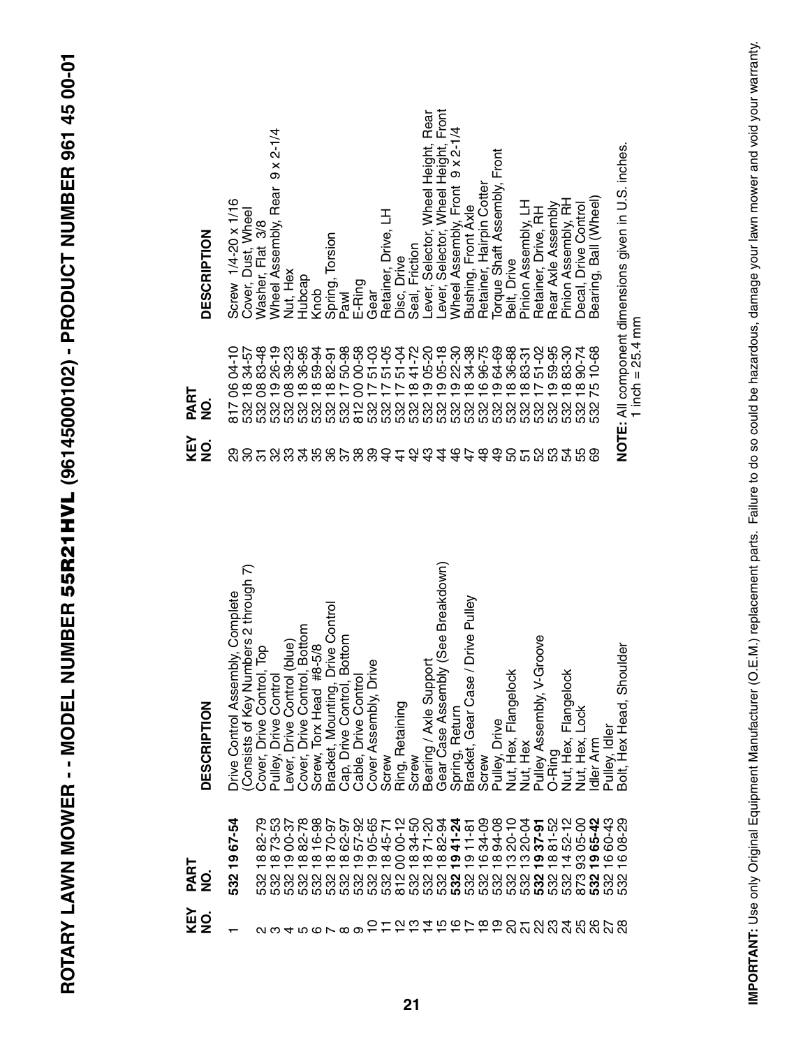# ROTARY LAWN MOWER - - MODEL NUMBER 55R21HVL (96145000102) - PRODUCT NUMBER 961 45 00-01

| KEY NO. | PART NO. | DESCRIPTION |
|---|---|---|
| 1 | **532 19 67-54** | Drive Control Assembly, Complete (Consists of Key Numbers 2 through 7) |
| 2 | 532 18 82-79 | Cover, Drive Control, Top |
| 3 | 532 18 73-53 | Pulley, Drive Control |
| 4 | 532 19 00-37 | Lever, Drive Control (blue) |
| 5 | 532 18 82-78 | Cover, Drive Control, Bottom |
| 6 | 532 18 16-98 | Screw, Torx Head #8-5/8 |
| 7 | 532 18 70-97 | Bracket, Mounting, Drive Control |
| 8 | 532 18 62-97 | Cap, Drive Control, Bottom |
| 9 | 532 19 57-92 | Cable, Drive Control |
| 10 | 532 19 05-65 | Cover Assembly, Drive |
| 11 | 532 18 45-71 | Screw |
| 12 | 812 00 00-12 | Ring, Retaining |
| 13 | 532 18 34-50 | Screw |
| 14 | 532 18 71-20 | Bearing / Axle Support |
| 15 | 532 18 82-94 | Gear Case Assembly (See Breakdown) |
| 16 | **532 19 41-24** | Spring, Return |
| 17 | 532 19 11-81 | Bracket, Gear Case / Drive Pulley |
| 18 | 532 16 34-09 | Screw |
| 19 | 532 18 94-08 | Pulley, Drive |
| 20 | 532 13 20-10 | Nut, Hex, Flangelock |
| 21 | 532 13 20-04 | Nut, Hex |
| 22 | **532 19 37-91** | Pulley Assembly, V-Groove |
| 23 | 532 18 81-52 | O-Ring |
| 24 | 532 14 52-12 | Nut, Hex, Flangelock |
| 25 | 873 93 05-00 | Nut, Hex, Lock |
| 26 | **532 19 65-42** | Idler Arm |
| 27 | 532 16 60-43 | Pulley, Idler |
| 28 | 532 16 08-29 | Bolt, Hex Head, Shoulder |
| 29 | 817 06 04-10 | Screw 1/4-20 x 1/16 |
| 30 | 532 18 34-57 | Cover, Dust, Wheel |
| 31 | 532 08 83-48 | Washer, Flat 3/8 |
| 32 | 532 19 26-19 | Wheel Assembly, Rear 9 x 2-1/4 |
| 33 | 532 08 39-23 | Nut, Hex |
| 34 | 532 18 36-95 | Hubcap |
| 35 | 532 18 59-94 | Knob |
| 36 | 532 18 82-91 | Spring, Torsion |
| 37 | 532 17 50-98 | Pawl |
| 38 | 812 00 00-58 | E-Ring |
| 39 | 532 17 51-03 | Gear |
| 40 | 532 17 51-05 | Retainer, Drive, LH |
| 41 | 532 17 51-04 | Disc, Drive |
| 42 | 532 18 41-72 | Seal, Friction |
| 43 | 532 19 05-20 | Lever, Selector, Wheel Height, Rear |
| 44 | 532 19 05-18 | Lever, Selector, Wheel Height, Front |
| 46 | 532 19 22-30 | Wheel Assembly, Front 9 x 2-1/4 |
| 47 | 532 18 34-38 | Bushing, Front Axle |
| 48 | 532 16 96-75 | Retainer, Hairpin Cotter |
| 49 | 532 19 64-69 | Torque Shaft Assembly, Front |
| 50 | 532 18 36-88 | Belt, Drive |
| 51 | 532 18 83-31 | Pinion Assembly, LH |
| 52 | 532 17 51-02 | Retainer, Drive, RH |
| 53 | 532 19 59-95 | Rear Axle Assembly |
| 54 | 532 18 83-30 | Pinion Assembly, RH |
| 55 | 532 18 90-74 | Decal, Drive Control |
| 69 | 532 75 10-68 | Bearing, Ball (Wheel) |

**NOTE:** All component dimensions given in U.S. inches.
1 inch = 25.4 mm

**IMPORTANT:** Use only Original Equipment Manufacturer (O.E.M.) replacement parts. Failure to do so could be hazardous, damage your lawn mower and void your warranty.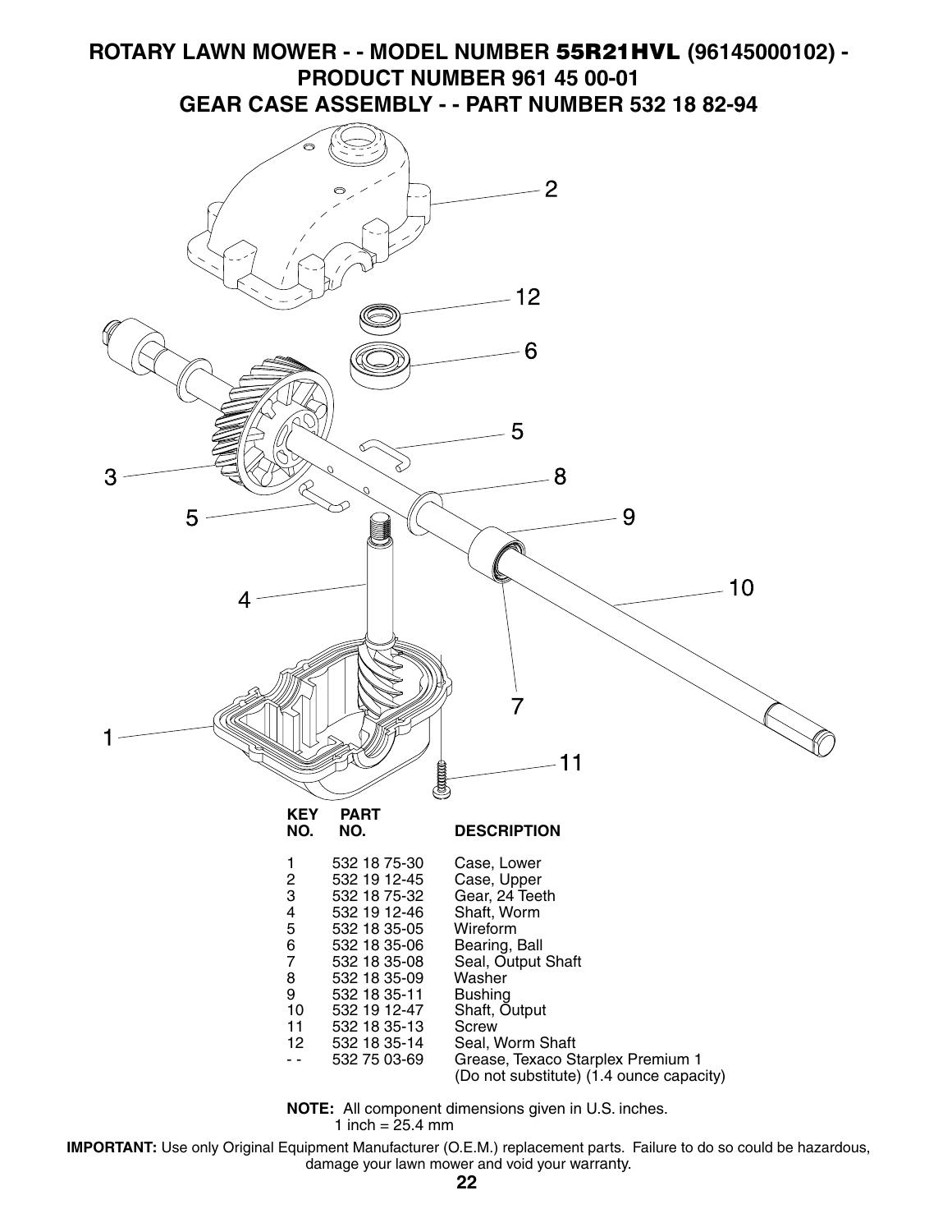# ROTARY LAWN MOWER - - MODEL NUMBER 55R21HVL (96145000102) - PRODUCT NUMBER 961 45 00-01
## GEAR CASE ASSEMBLY - - PART NUMBER 532 18 82-94

2

12

6

5

3

8

5

9

4

10

7

1

11

| KEY NO. | PART NO. | DESCRIPTION |
|---|---|---|
| 1 | 532 18 75-30 | Case, Lower |
| 2 | 532 19 12-45 | Case, Upper |
| 3 | 532 18 75-32 | Gear, 24 Teeth |
| 4 | 532 19 12-46 | Shaft, Worm |
| 5 | 532 18 35-05 | Wireform |
| 6 | 532 18 35-06 | Bearing, Ball |
| 7 | 532 18 35-08 | Seal, Output Shaft |
| 8 | 532 18 35-09 | Washer |
| 9 | 532 18 35-11 | Bushing |
| 10 | 532 19 12-47 | Shaft, Output |
| 11 | 532 18 35-13 | Screw |
| 12 | 532 18 35-14 | Seal, Worm Shaft |
| - - | 532 75 03-69 | Grease, Texaco Starplex Premium 1 (Do not substitute) (1.4 ounce capacity) |

**NOTE:** All component dimensions given in U.S. inches.
1 inch = 25.4 mm

**IMPORTANT:** Use only Original Equipment Manufacturer (O.E.M.) replacement parts. Failure to do so could be hazardous, damage your lawn mower and void your warranty.